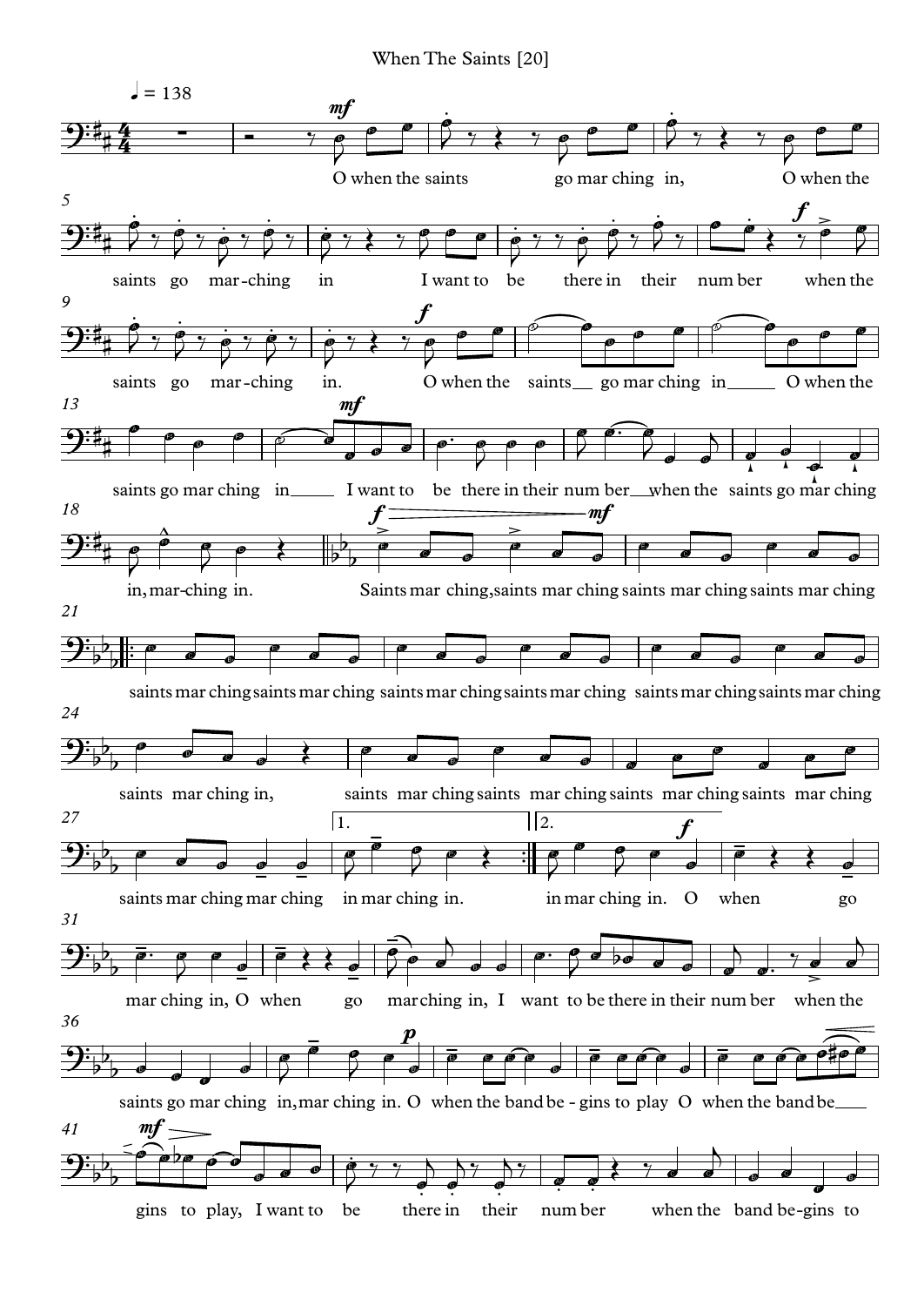# When The Saints [20]

♩ = 138

O when the saints go mar ching in, O when the saints go mar-ching in I want to be there in their num ber when the saints go mar-ching in. O when the saints go mar ching in O when the saints go mar ching in I want to be there in their num ber when the saints go mar ching in, mar-ching in.

Saints mar ching, saints mar ching saints mar ching saints mar ching

saints mar ching saints mar ching saints mar ching saints mar ching saints mar ching saints mar ching

saints mar ching in, saints mar ching saints mar ching saints mar ching saints mar ching

saints mar ching mar ching in mar ching in. in mar ching in. O when go

mar ching in, O when go mar ching in, I want to be there in their num ber when the

saints go mar ching in, mar ching in. O when the band be - gins to play O when the band be

gins to play, I want to be there in their num ber when the band be-gins to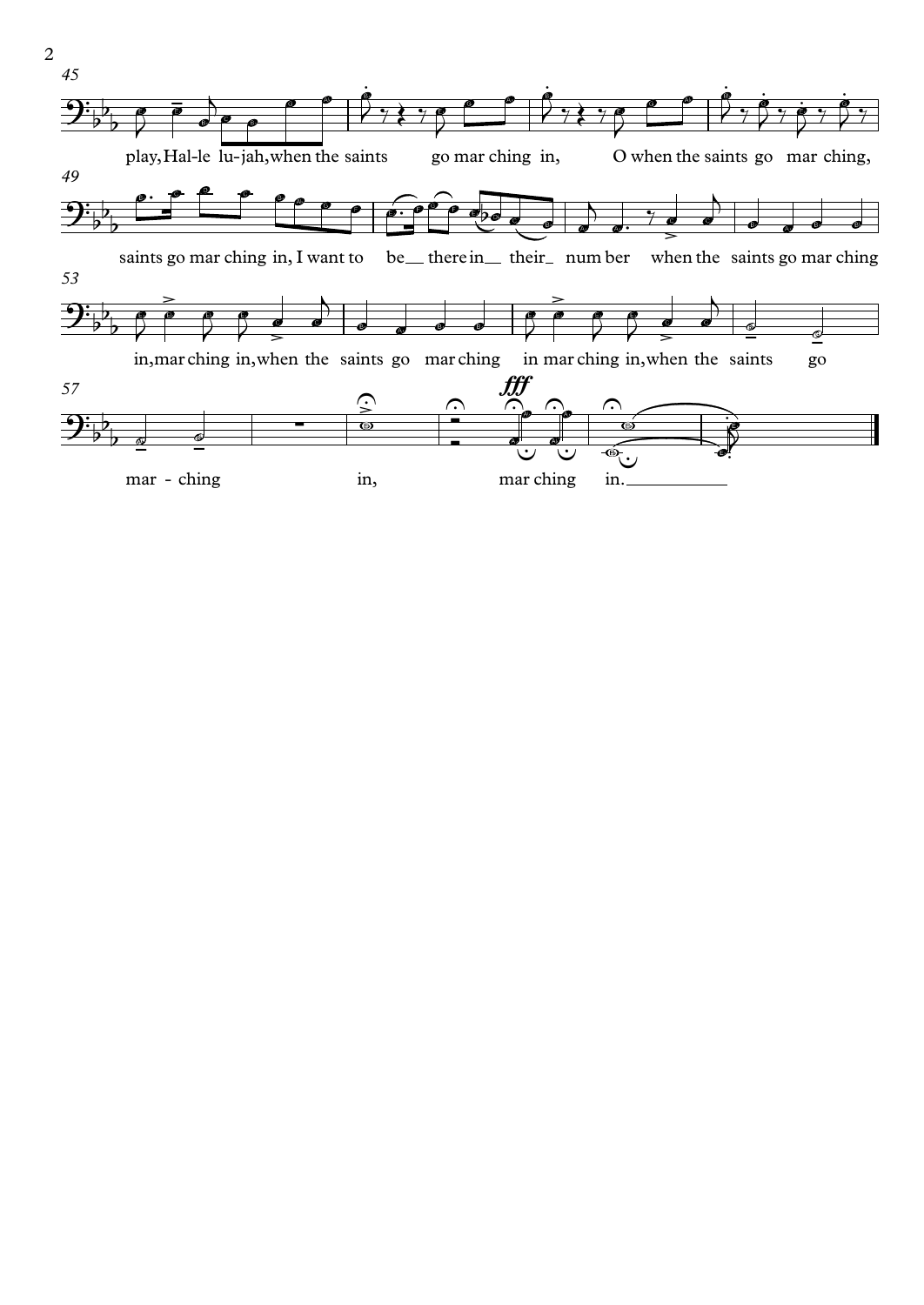45

play, Hal-le lu-jah, when the saints go mar ching in, O when the saints go mar ching,

49

saints go mar ching in, I want to be__ there in__ their_ num ber when the saints go mar ching

53

in, mar ching in, when the saints go mar ching in mar ching in, when the saints go

57

*fff*

mar - ching in, mar ching in.